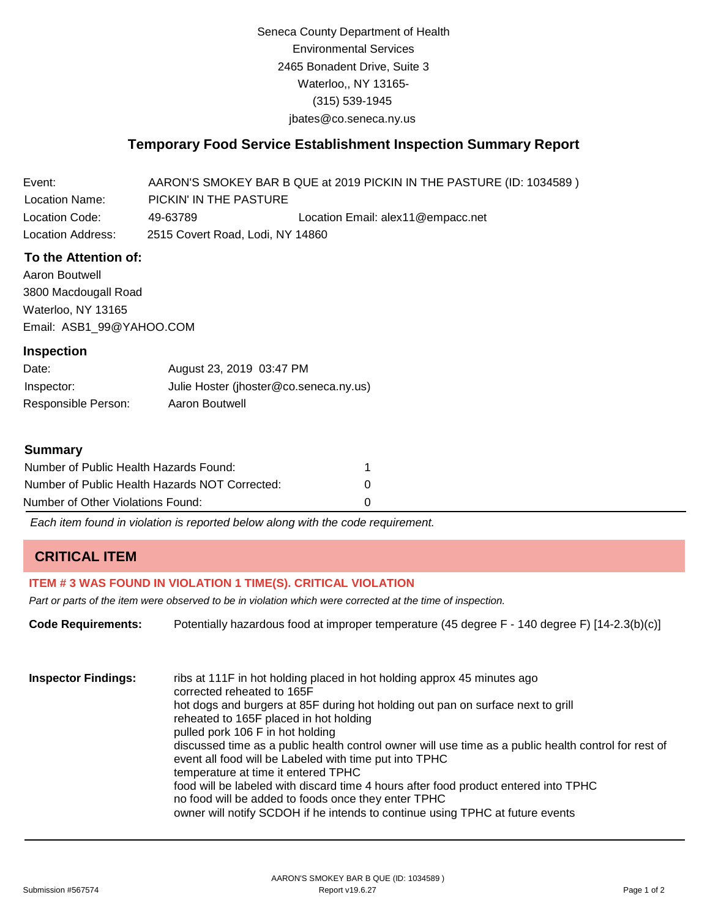Seneca County Department of Health
Environmental Services
2465 Bonadent Drive, Suite 3
Waterloo,, NY 13165-
(315) 539-1945
jbates@co.seneca.ny.us

## Temporary Food Service Establishment Inspection Summary Report

| | | |
|---|---|---|
| Event: | AARON'S SMOKEY BAR B QUE at 2019 PICKIN IN THE PASTURE (ID: 1034589 ) | |
| Location Name: | PICKIN' IN THE PASTURE | |
| Location Code: | 49-63789 | Location Email: alex11@empacc.net |
| Location Address: | 2515 Covert Road, Lodi, NY 14860 | |

### To the Attention of:

Aaron Boutwell
3800 Macdougall Road
Waterloo, NY 13165
Email: ASB1_99@YAHOO.COM

### Inspection

| | |
|---|---|
| Date: | August 23, 2019 03:47 PM |
| Inspector: | Julie Hoster (jhoster@co.seneca.ny.us) |
| Responsible Person: | Aaron Boutwell |

### Summary

| | |
|---|---|
| Number of Public Health Hazards Found: | 1 |
| Number of Public Health Hazards NOT Corrected: | 0 |
| Number of Other Violations Found: | 0 |

*Each item found in violation is reported below along with the code requirement.*

## CRITICAL ITEM

**ITEM # 3 WAS FOUND IN VIOLATION 1 TIME(S). CRITICAL VIOLATION**

*Part or parts of the item were observed to be in violation which were corrected at the time of inspection.*

**Code Requirements:** Potentially hazardous food at improper temperature (45 degree F - 140 degree F) [14-2.3(b)(c)]

**Inspector Findings:**
ribs at 111F in hot holding placed in hot holding approx 45 minutes ago
corrected reheated to 165F
hot dogs and burgers at 85F during hot holding out pan on surface next to grill
reheated to 165F placed in hot holding
pulled pork 106 F in hot holding
discussed time as a public health control owner will use time as a public health control for rest of event all food will be Labeled with time put into TPHC
temperature at time it entered TPHC
food will be labeled with discard time 4 hours after food product entered into TPHC
no food will be added to foods once they enter TPHC
owner will notify SCDOH if he intends to continue using TPHC at future events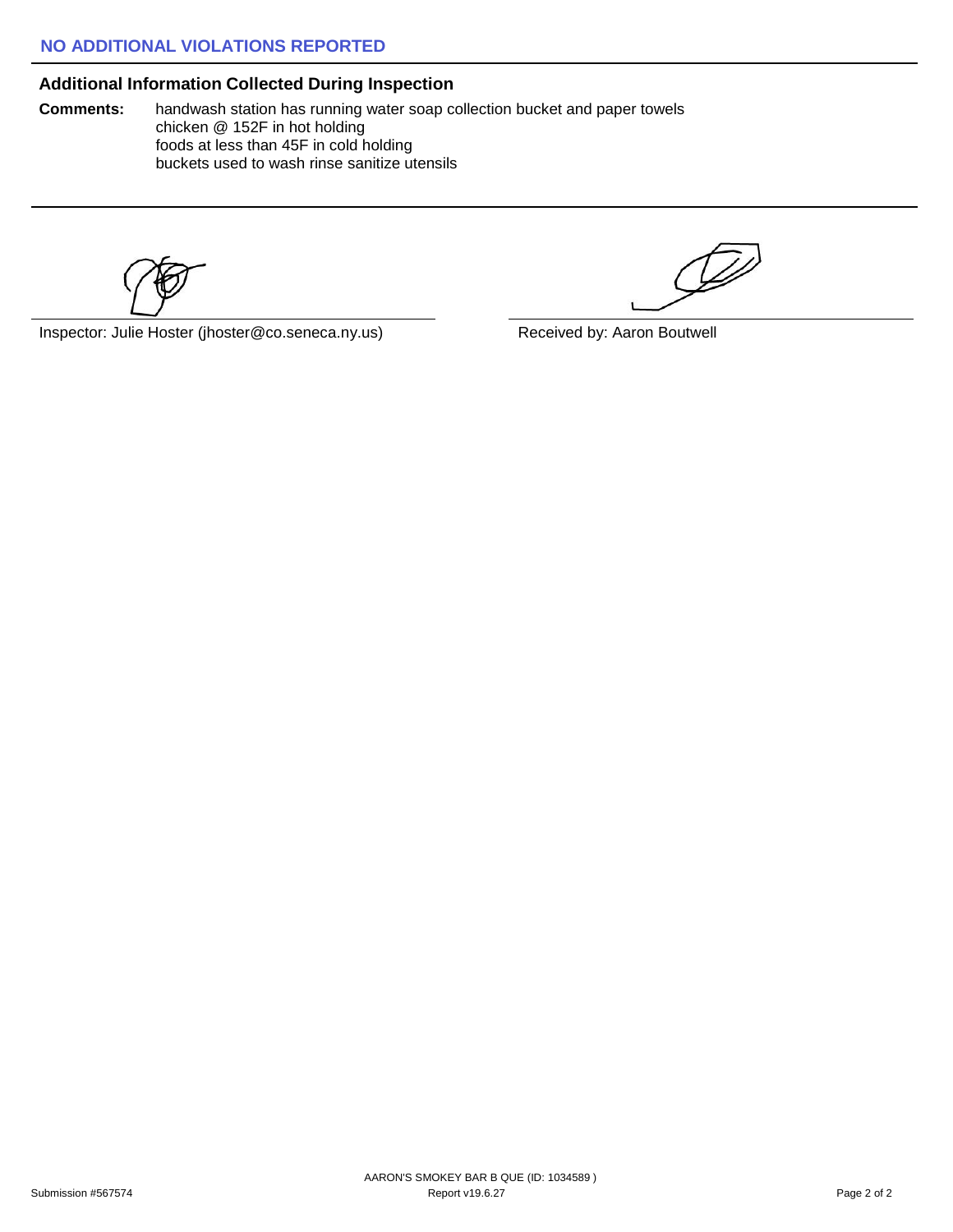**NO ADDITIONAL VIOLATIONS REPORTED**

## Additional Information Collected During Inspection

**Comments:** handwash station has running water soap collection bucket and paper towels
chicken @ 152F in hot holding
foods at less than 45F in cold holding
buckets used to wash rinse sanitize utensils

Inspector: Julie Hoster (jhoster@co.seneca.ny.us)

Received by: Aaron Boutwell

Submission #567574

AARON'S SMOKEY BAR B QUE (ID: 1034589 )
Report v19.6.27